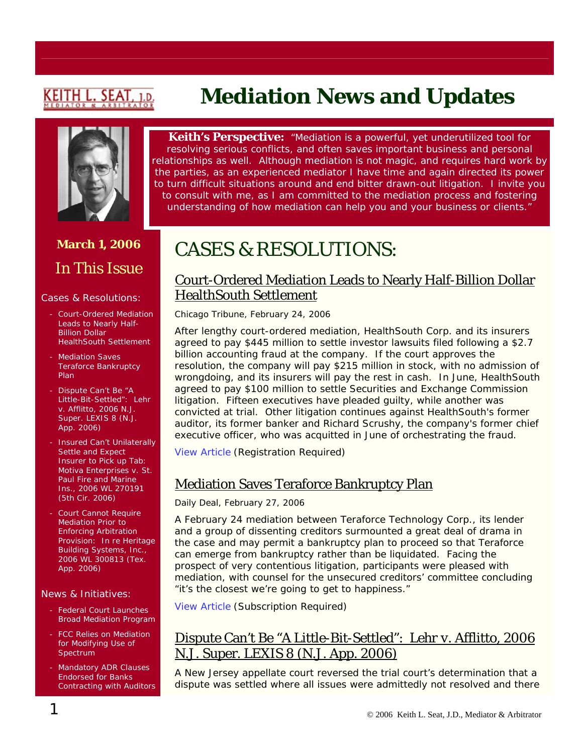KEITH L. SEAT, J.D.
MEDIATOR & ARBITRATOR

# Mediation News and Updates

**Keith's Perspective:** "Mediation is a powerful, yet underutilized tool for resolving serious conflicts, and often saves important business and personal relationships as well. Although mediation is not magic, and requires hard work by the parties, as an experienced mediator I have time and again directed its power to turn difficult situations around and end bitter drawn-out litigation. I invite you to consult with me, as I am committed to the mediation process and fostering understanding of how mediation can help you and your business or clients."

**March 1, 2006**

## In This Issue

Cases & Resolutions:

- Court-Ordered Mediation Leads to Nearly Half-Billion Dollar HealthSouth Settlement
- Mediation Saves Teraforce Bankruptcy Plan
- Dispute Can't Be "A Little-Bit-Settled": Lehr v. Afflitto, 2006 N.J. Super. LEXIS 8 (N.J. App. 2006)
- Insured Can't Unilaterally Settle and Expect Insurer to Pick up Tab: Motiva Enterprises v. St. Paul Fire and Marine Ins., 2006 WL 270191 (5th Cir. 2006)
- Court Cannot Require Mediation Prior to Enforcing Arbitration Provision: In re Heritage Building Systems, Inc., 2006 WL 300813 (Tex. App. 2006)

News & Initiatives:

- Federal Court Launches Broad Mediation Program
- FCC Relies on Mediation for Modifying Use of Spectrum
- Mandatory ADR Clauses Endorsed for Banks Contracting with Auditors

# CASES & RESOLUTIONS:

## Court-Ordered Mediation Leads to Nearly Half-Billion Dollar HealthSouth Settlement

Chicago Tribune, February 24, 2006

After lengthy court-ordered mediation, HealthSouth Corp. and its insurers agreed to pay $445 million to settle investor lawsuits filed following a $2.7 billion accounting fraud at the company. If the court approves the resolution, the company will pay $215 million in stock, with no admission of wrongdoing, and its insurers will pay the rest in cash. In June, HealthSouth agreed to pay $100 million to settle Securities and Exchange Commission litigation. Fifteen executives have pleaded guilty, while another was convicted at trial. Other litigation continues against HealthSouth's former auditor, its former banker and Richard Scrushy, the company's former chief executive officer, who was acquitted in June of orchestrating the fraud.

View Article (Registration Required)

## Mediation Saves Teraforce Bankruptcy Plan

Daily Deal, February 27, 2006

A February 24 mediation between Teraforce Technology Corp., its lender and a group of dissenting creditors surmounted a great deal of drama in the case and may permit a bankruptcy plan to proceed so that Teraforce can emerge from bankruptcy rather than be liquidated. Facing the prospect of very contentious litigation, participants were pleased with mediation, with counsel for the unsecured creditors' committee concluding "it's the closest we're going to get to happiness."

View Article (Subscription Required)

## Dispute Can't Be "A Little-Bit-Settled": Lehr v. Afflitto, 2006 N.J. Super. LEXIS 8 (N.J. App. 2006)

A New Jersey appellate court reversed the trial court's determination that a dispute was settled where all issues were admittedly not resolved and there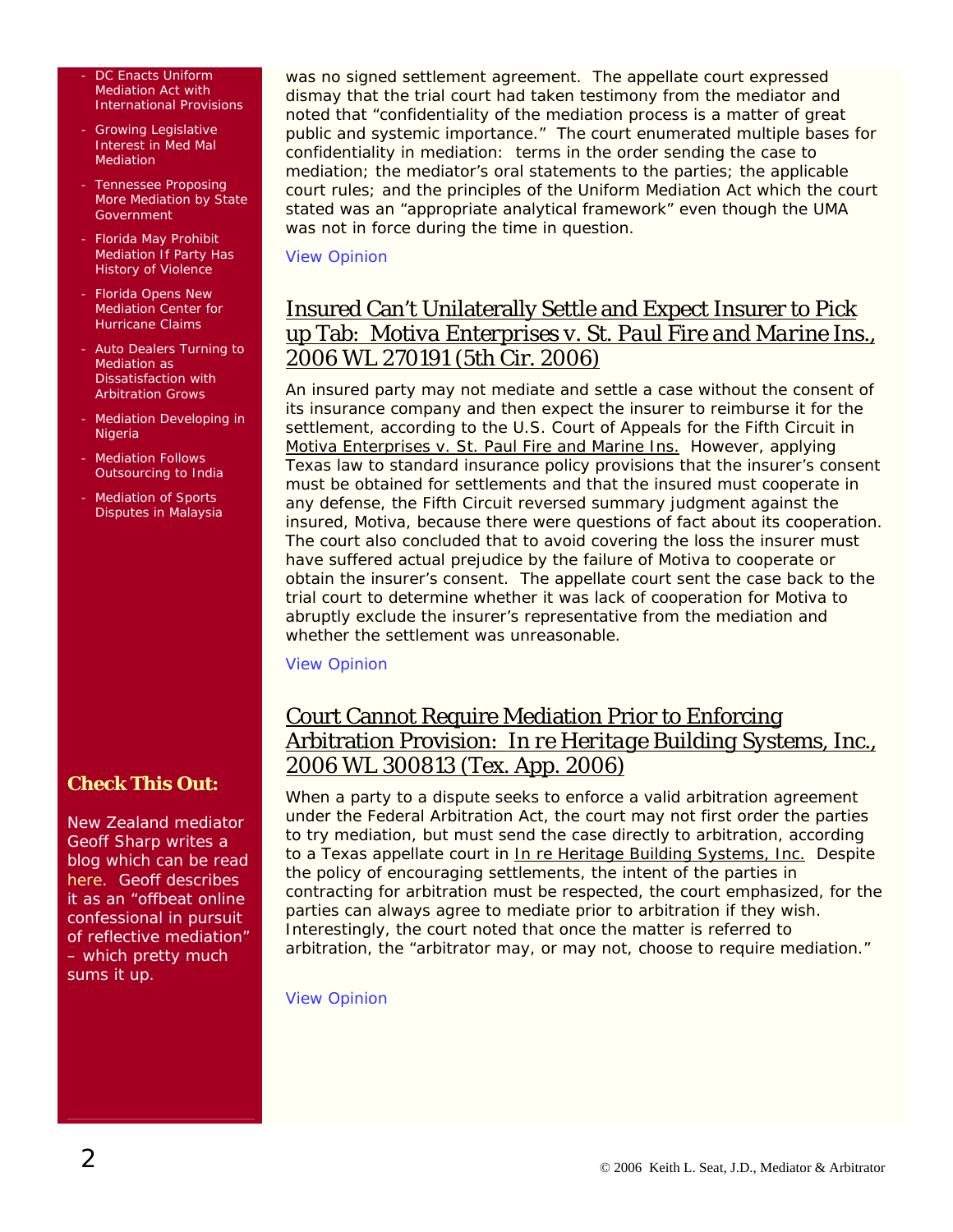- DC Enacts Uniform Mediation Act with International Provisions
- Growing Legislative Interest in Med Mal Mediation
- Tennessee Proposing More Mediation by State Government
- Florida May Prohibit Mediation If Party Has History of Violence
- Florida Opens New Mediation Center for Hurricane Claims
- Auto Dealers Turning to Mediation as Dissatisfaction with Arbitration Grows
- Mediation Developing in Nigeria
- Mediation Follows Outsourcing to India
- Mediation of Sports Disputes in Malaysia

**Check This Out:**

New Zealand mediator Geoff Sharp writes a blog which can be read here. Geoff describes it as an "offbeat online confessional in pursuit of reflective mediation" – which pretty much sums it up.

was no signed settlement agreement. The appellate court expressed dismay that the trial court had taken testimony from the mediator and noted that "confidentiality of the mediation process is a matter of great public and systemic importance." The court enumerated multiple bases for confidentiality in mediation: terms in the order sending the case to mediation; the mediator's oral statements to the parties; the applicable court rules; and the principles of the Uniform Mediation Act which the court stated was an "appropriate analytical framework" even though the UMA was not in force during the time in question.

View Opinion

## Insured Can't Unilaterally Settle and Expect Insurer to Pick up Tab: *Motiva Enterprises v. St. Paul Fire and Marine Ins.*, 2006 WL 270191 (5th Cir. 2006)

An insured party may not mediate and settle a case without the consent of its insurance company and then expect the insurer to reimburse it for the settlement, according to the U.S. Court of Appeals for the Fifth Circuit in Motiva Enterprises v. St. Paul Fire and Marine Ins. However, applying Texas law to standard insurance policy provisions that the insurer's consent must be obtained for settlements and that the insured must cooperate in any defense, the Fifth Circuit reversed summary judgment against the insured, Motiva, because there were questions of fact about its cooperation. The court also concluded that to avoid covering the loss the insurer must have suffered actual prejudice by the failure of Motiva to cooperate or obtain the insurer's consent. The appellate court sent the case back to the trial court to determine whether it was lack of cooperation for Motiva to abruptly exclude the insurer's representative from the mediation and whether the settlement was unreasonable.

View Opinion

## Court Cannot Require Mediation Prior to Enforcing Arbitration Provision: *In re Heritage Building Systems, Inc.*, 2006 WL 300813 (Tex. App. 2006)

When a party to a dispute seeks to enforce a valid arbitration agreement under the Federal Arbitration Act, the court may not first order the parties to try mediation, but must send the case directly to arbitration, according to a Texas appellate court in In re Heritage Building Systems, Inc. Despite the policy of encouraging settlements, the intent of the parties in contracting for arbitration must be respected, the court emphasized, for the parties can always agree to mediate prior to arbitration if they wish. Interestingly, the court noted that once the matter is referred to arbitration, the "arbitrator may, or may not, choose to require mediation."

View Opinion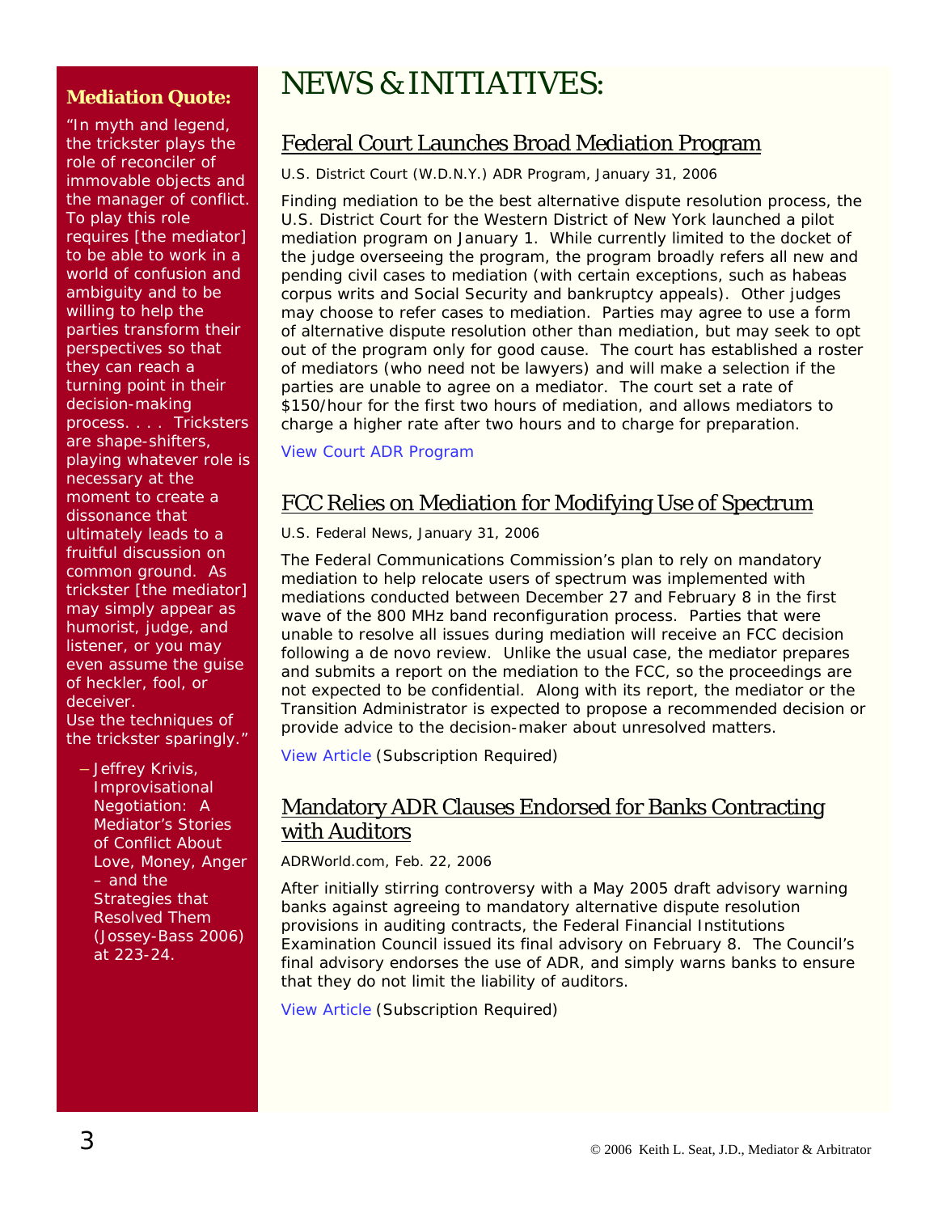**Mediation Quote:**

"In myth and legend, the trickster plays the role of reconciler of immovable objects and the manager of conflict. To play this role requires [the mediator] to be able to work in a world of confusion and ambiguity and to be willing to help the parties transform their perspectives so that they can reach a turning point in their decision-making process. . . . Tricksters are shape-shifters, playing whatever role is necessary at the moment to create a dissonance that ultimately leads to a fruitful discussion on common ground. As trickster [the mediator] may simply appear as humorist, judge, and listener, or you may even assume the guise of heckler, fool, or deceiver.
Use the techniques of the trickster sparingly."

− Jeffrey Krivis, Improvisational Negotiation: A Mediator's Stories of Conflict About Love, Money, Anger – and the Strategies that Resolved Them (Jossey-Bass 2006) at 223-24.

# NEWS & INITIATIVES:

## Federal Court Launches Broad Mediation Program

U.S. District Court (W.D.N.Y.) ADR Program, January 31, 2006

Finding mediation to be the best alternative dispute resolution process, the U.S. District Court for the Western District of New York launched a pilot mediation program on January 1. While currently limited to the docket of the judge overseeing the program, the program broadly refers all new and pending civil cases to mediation (with certain exceptions, such as habeas corpus writs and Social Security and bankruptcy appeals). Other judges may choose to refer cases to mediation. Parties may agree to use a form of alternative dispute resolution other than mediation, but may seek to opt out of the program only for good cause. The court has established a roster of mediators (who need not be lawyers) and will make a selection if the parties are unable to agree on a mediator. The court set a rate of $150/hour for the first two hours of mediation, and allows mediators to charge a higher rate after two hours and to charge for preparation.

View Court ADR Program

## FCC Relies on Mediation for Modifying Use of Spectrum

U.S. Federal News, January 31, 2006

The Federal Communications Commission's plan to rely on mandatory mediation to help relocate users of spectrum was implemented with mediations conducted between December 27 and February 8 in the first wave of the 800 MHz band reconfiguration process. Parties that were unable to resolve all issues during mediation will receive an FCC decision following a de novo review. Unlike the usual case, the mediator prepares and submits a report on the mediation to the FCC, so the proceedings are not expected to be confidential. Along with its report, the mediator or the Transition Administrator is expected to propose a recommended decision or provide advice to the decision-maker about unresolved matters.

View Article (Subscription Required)

## Mandatory ADR Clauses Endorsed for Banks Contracting with Auditors

ADRWorld.com, Feb. 22, 2006

After initially stirring controversy with a May 2005 draft advisory warning banks against agreeing to mandatory alternative dispute resolution provisions in auditing contracts, the Federal Financial Institutions Examination Council issued its final advisory on February 8. The Council's final advisory endorses the use of ADR, and simply warns banks to ensure that they do not limit the liability of auditors.

View Article (Subscription Required)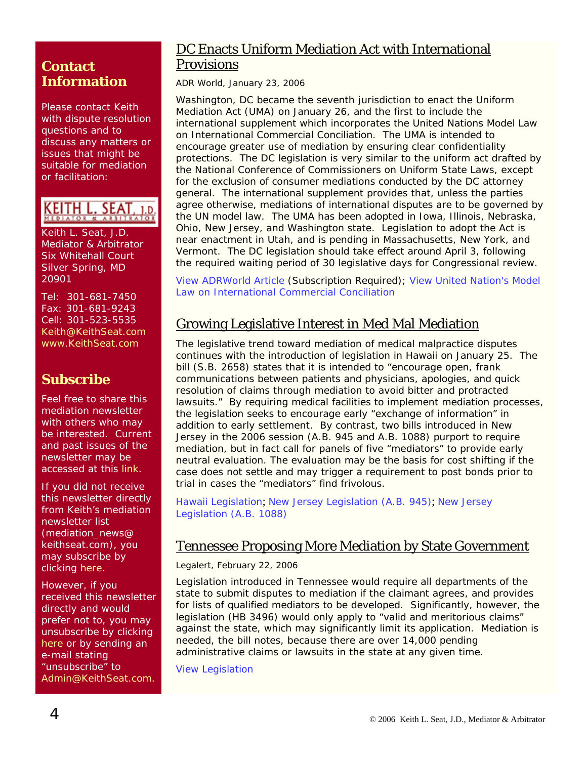## Contact Information

Please contact Keith with dispute resolution questions and to discuss any matters or issues that might be suitable for mediation or facilitation:

KEITH L. SEAT, J.D.
MEDIATOR & ARBITRATOR

Keith L. Seat, J.D.
Mediator & Arbitrator
Six Whitehall Court
Silver Spring, MD
20901

Tel: 301-681-7450
Fax: 301-681-9243
Cell: 301-523-5535
Keith@KeithSeat.com
www.KeithSeat.com

## Subscribe

Feel free to share this mediation newsletter with others who may be interested. Current and past issues of the newsletter may be accessed at this link.

If you did not receive this newsletter directly from Keith's mediation newsletter list (mediation_news@keithseat.com), you may subscribe by clicking here.

However, if you received this newsletter directly and would prefer not to, you may unsubscribe by clicking here or by sending an e-mail stating "unsubscribe" to Admin@KeithSeat.com.

## DC Enacts Uniform Mediation Act with International Provisions

ADR World, January 23, 2006

Washington, DC became the seventh jurisdiction to enact the Uniform Mediation Act (UMA) on January 26, and the first to include the international supplement which incorporates the United Nations Model Law on International Commercial Conciliation. The UMA is intended to encourage greater use of mediation by ensuring clear confidentiality protections. The DC legislation is very similar to the uniform act drafted by the National Conference of Commissioners on Uniform State Laws, except for the exclusion of consumer mediations conducted by the DC attorney general. The international supplement provides that, unless the parties agree otherwise, mediations of international disputes are to be governed by the UN model law. The UMA has been adopted in Iowa, Illinois, Nebraska, Ohio, New Jersey, and Washington state. Legislation to adopt the Act is near enactment in Utah, and is pending in Massachusetts, New York, and Vermont. The DC legislation should take effect around April 3, following the required waiting period of 30 legislative days for Congressional review.

View ADRWorld Article (Subscription Required); View United Nation's Model Law on International Commercial Conciliation

## Growing Legislative Interest in Med Mal Mediation

The legislative trend toward mediation of medical malpractice disputes continues with the introduction of legislation in Hawaii on January 25. The bill (S.B. 2658) states that it is intended to "encourage open, frank communications between patients and physicians, apologies, and quick resolution of claims through mediation to avoid bitter and protracted lawsuits." By requiring medical facilities to implement mediation processes, the legislation seeks to encourage early "exchange of information" in addition to early settlement. By contrast, two bills introduced in New Jersey in the 2006 session (A.B. 945 and A.B. 1088) purport to require mediation, but in fact call for panels of five "mediators" to provide early neutral evaluation. The evaluation may be the basis for cost shifting if the case does not settle and may trigger a requirement to post bonds prior to trial in cases the "mediators" find frivolous.

Hawaii Legislation; New Jersey Legislation (A.B. 945); New Jersey Legislation (A.B. 1088)

## Tennessee Proposing More Mediation by State Government

Legalert, February 22, 2006

Legislation introduced in Tennessee would require all departments of the state to submit disputes to mediation if the claimant agrees, and provides for lists of qualified mediators to be developed. Significantly, however, the legislation (HB 3496) would only apply to "valid and meritorious claims" against the state, which may significantly limit its application. Mediation is needed, the bill notes, because there are over 14,000 pending administrative claims or lawsuits in the state at any given time.

View Legislation

© 2006 Keith L. Seat, J.D., Mediator & Arbitrator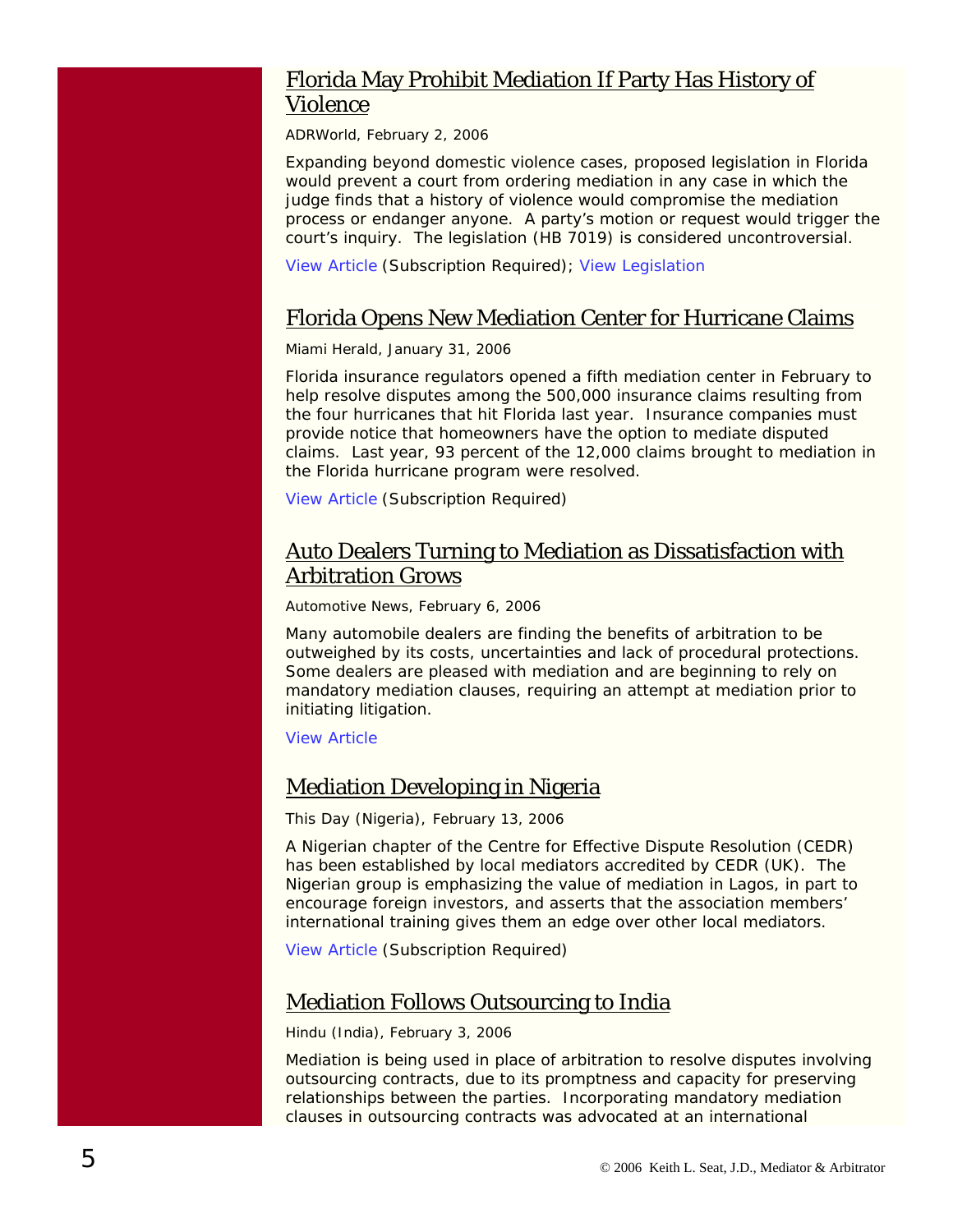## Florida May Prohibit Mediation If Party Has History of Violence

ADRWorld, February 2, 2006

Expanding beyond domestic violence cases, proposed legislation in Florida would prevent a court from ordering mediation in any case in which the judge finds that a history of violence would compromise the mediation process or endanger anyone. A party's motion or request would trigger the court's inquiry. The legislation (HB 7019) is considered uncontroversial.

View Article (Subscription Required); View Legislation

## Florida Opens New Mediation Center for Hurricane Claims

Miami Herald, January 31, 2006

Florida insurance regulators opened a fifth mediation center in February to help resolve disputes among the 500,000 insurance claims resulting from the four hurricanes that hit Florida last year. Insurance companies must provide notice that homeowners have the option to mediate disputed claims. Last year, 93 percent of the 12,000 claims brought to mediation in the Florida hurricane program were resolved.

View Article (Subscription Required)

## Auto Dealers Turning to Mediation as Dissatisfaction with Arbitration Grows

Automotive News, February 6, 2006

Many automobile dealers are finding the benefits of arbitration to be outweighed by its costs, uncertainties and lack of procedural protections. Some dealers are pleased with mediation and are beginning to rely on mandatory mediation clauses, requiring an attempt at mediation prior to initiating litigation.

View Article

## Mediation Developing in Nigeria

This Day (Nigeria), February 13, 2006

A Nigerian chapter of the Centre for Effective Dispute Resolution (CEDR) has been established by local mediators accredited by CEDR (UK). The Nigerian group is emphasizing the value of mediation in Lagos, in part to encourage foreign investors, and asserts that the association members' international training gives them an edge over other local mediators.

View Article (Subscription Required)

## Mediation Follows Outsourcing to India

Hindu (India), February 3, 2006

Mediation is being used in place of arbitration to resolve disputes involving outsourcing contracts, due to its promptness and capacity for preserving relationships between the parties. Incorporating mandatory mediation clauses in outsourcing contracts was advocated at an international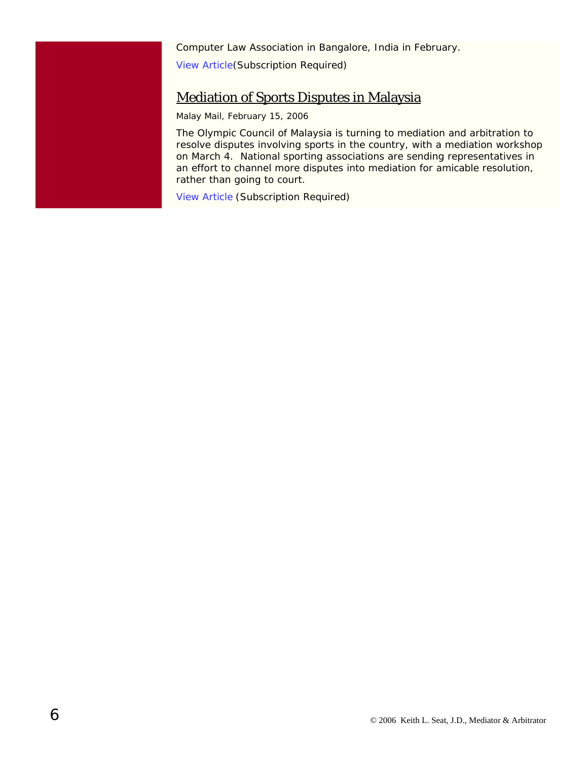Computer Law Association in Bangalore, India in February.

View Article(Subscription Required)

## Mediation of Sports Disputes in Malaysia

Malay Mail, February 15, 2006

The Olympic Council of Malaysia is turning to mediation and arbitration to resolve disputes involving sports in the country, with a mediation workshop on March 4. National sporting associations are sending representatives in an effort to channel more disputes into mediation for amicable resolution, rather than going to court.

View Article (Subscription Required)